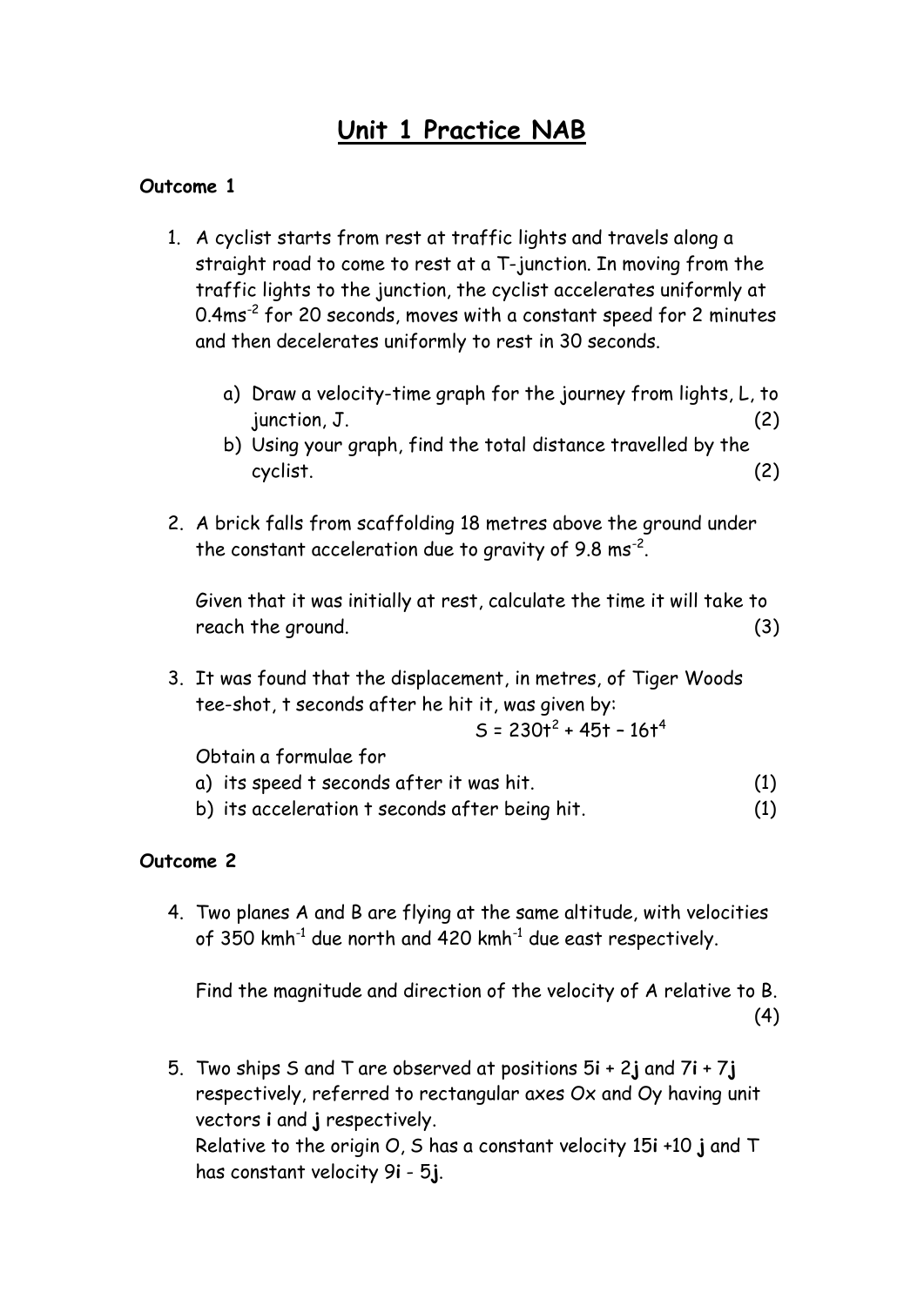# Unit 1 Practice NAB

**Outcome 1**

1. A cyclist starts from rest at traffic lights and travels along a straight road to come to rest at a T-junction. In moving from the traffic lights to the junction, the cyclist accelerates uniformly at $0.4ms^{-2}$ for 20 seconds, moves with a constant speed for 2 minutes and then decelerates uniformly to rest in 30 seconds.

   a) Draw a velocity-time graph for the journey from lights, L, to junction, J. (2)

   b) Using your graph, find the total distance travelled by the cyclist. (2)

2. A brick falls from scaffolding 18 metres above the ground under the constant acceleration due to gravity of $9.8\ ms^{-2}$.

   Given that it was initially at rest, calculate the time it will take to reach the ground. (3)

3. It was found that the displacement, in metres, of Tiger Woods tee-shot, t seconds after he hit it, was given by:

   $$S = 230t^2 + 45t - 16t^4$$

   Obtain a formulae for

   a) its speed t seconds after it was hit. (1)

   b) its acceleration t seconds after being hit. (1)

**Outcome 2**

4. Two planes A and B are flying at the same altitude, with velocities of $350\ kmh^{-1}$ due north and $420\ kmh^{-1}$ due east respectively.

   Find the magnitude and direction of the velocity of A relative to B. (4)

5. Two ships S and T are observed at positions $5\mathbf{i} + 2\mathbf{j}$ and $7\mathbf{i} + 7\mathbf{j}$ respectively, referred to rectangular axes Ox and Oy having unit vectors **i** and **j** respectively.
   Relative to the origin O, S has a constant velocity $15\mathbf{i} + 10\ \mathbf{j}$ and T has constant velocity $9\mathbf{i} - 5\mathbf{j}$.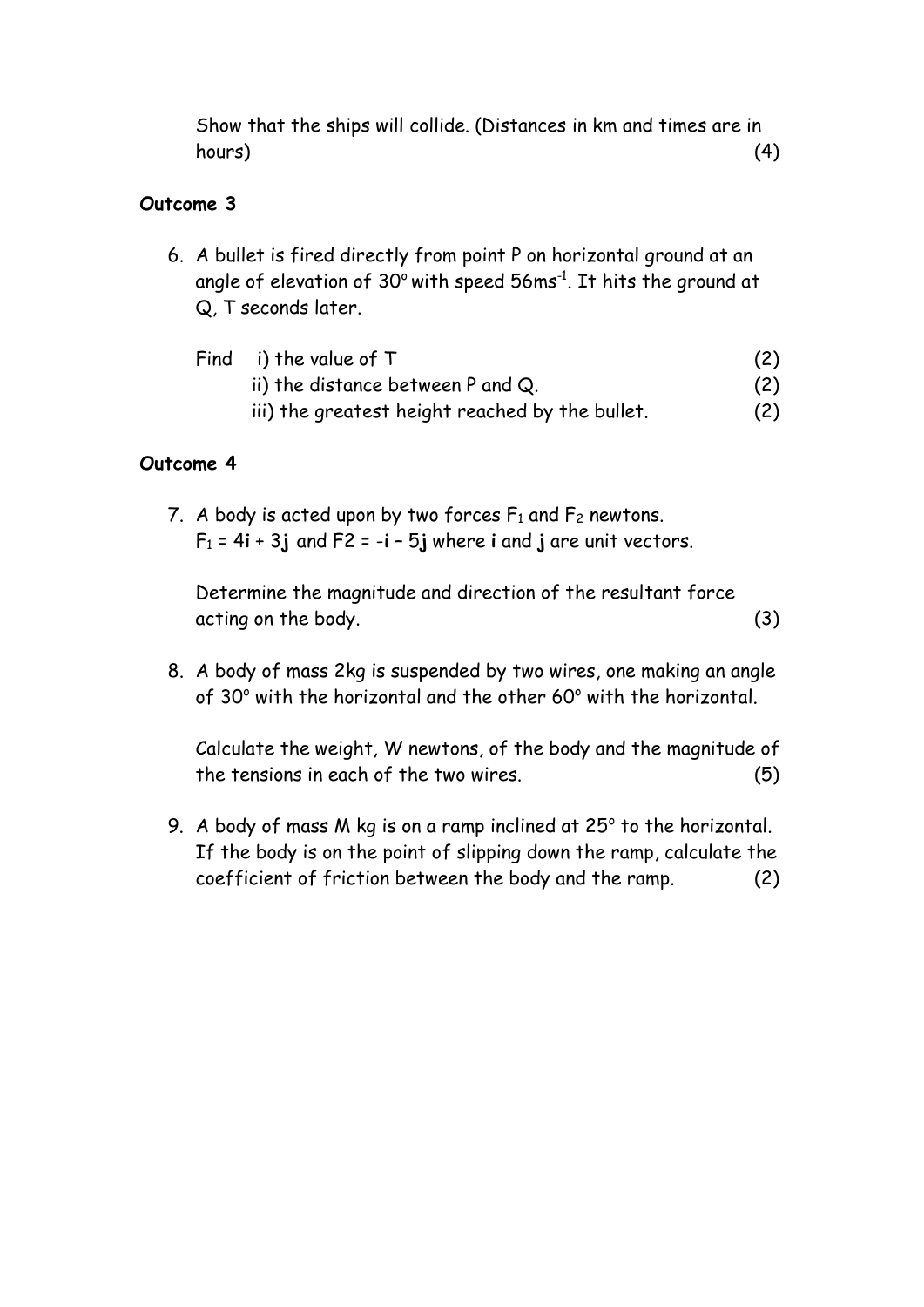Show that the ships will collide. (Distances in km and times are in hours) (4)

**Outcome 3**

6. A bullet is fired directly from point P on horizontal ground at an angle of elevation of 30° with speed $56ms^{-1}$. It hits the ground at Q, T seconds later.

   Find i) the value of T (2)

   ii) the distance between P and Q. (2)

   iii) the greatest height reached by the bullet. (2)

**Outcome 4**

7. A body is acted upon by two forces $F_1$ and $F_2$ newtons.
   $F_1 = 4\mathbf{i} + 3\mathbf{j}$ and $F2 = -\mathbf{i} - 5\mathbf{j}$ where **i** and **j** are unit vectors.

   Determine the magnitude and direction of the resultant force acting on the body. (3)

8. A body of mass 2kg is suspended by two wires, one making an angle of 30° with the horizontal and the other 60° with the horizontal.

   Calculate the weight, W newtons, of the body and the magnitude of the tensions in each of the two wires. (5)

9. A body of mass M kg is on a ramp inclined at 25° to the horizontal. If the body is on the point of slipping down the ramp, calculate the coefficient of friction between the body and the ramp. (2)